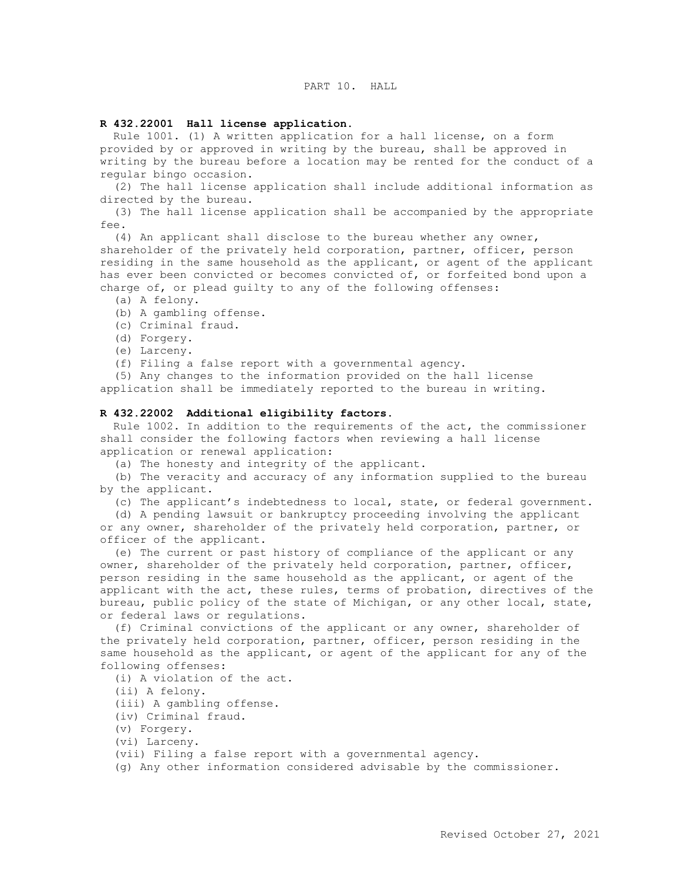# PART 10. HALL

**R 432.22001 Hall license application.**

Rule 1001. (1) A written application for a hall license, on a form provided by or approved in writing by the bureau, shall be approved in writing by the bureau before a location may be rented for the conduct of a regular bingo occasion.

(2) The hall license application shall include additional information as directed by the bureau.

(3) The hall license application shall be accompanied by the appropriate fee.

(4) An applicant shall disclose to the bureau whether any owner, shareholder of the privately held corporation, partner, officer, person residing in the same household as the applicant, or agent of the applicant has ever been convicted or becomes convicted of, or forfeited bond upon a charge of, or plead guilty to any of the following offenses:

(a) A felony.

(b) A gambling offense.

(c) Criminal fraud.

(d) Forgery.

(e) Larceny.

(f) Filing a false report with a governmental agency.

(5) Any changes to the information provided on the hall license application shall be immediately reported to the bureau in writing.

**R 432.22002 Additional eligibility factors.**

Rule 1002. In addition to the requirements of the act, the commissioner shall consider the following factors when reviewing a hall license application or renewal application:

(a) The honesty and integrity of the applicant.

(b) The veracity and accuracy of any information supplied to the bureau by the applicant.

(c) The applicant's indebtedness to local, state, or federal government.

(d) A pending lawsuit or bankruptcy proceeding involving the applicant or any owner, shareholder of the privately held corporation, partner, or officer of the applicant.

(e) The current or past history of compliance of the applicant or any owner, shareholder of the privately held corporation, partner, officer, person residing in the same household as the applicant, or agent of the applicant with the act, these rules, terms of probation, directives of the bureau, public policy of the state of Michigan, or any other local, state, or federal laws or regulations.

(f) Criminal convictions of the applicant or any owner, shareholder of the privately held corporation, partner, officer, person residing in the same household as the applicant, or agent of the applicant for any of the following offenses:

(i) A violation of the act.

(ii) A felony.

(iii) A gambling offense.

(iv) Criminal fraud.

(v) Forgery.

(vi) Larceny.

(vii) Filing a false report with a governmental agency.

(g) Any other information considered advisable by the commissioner.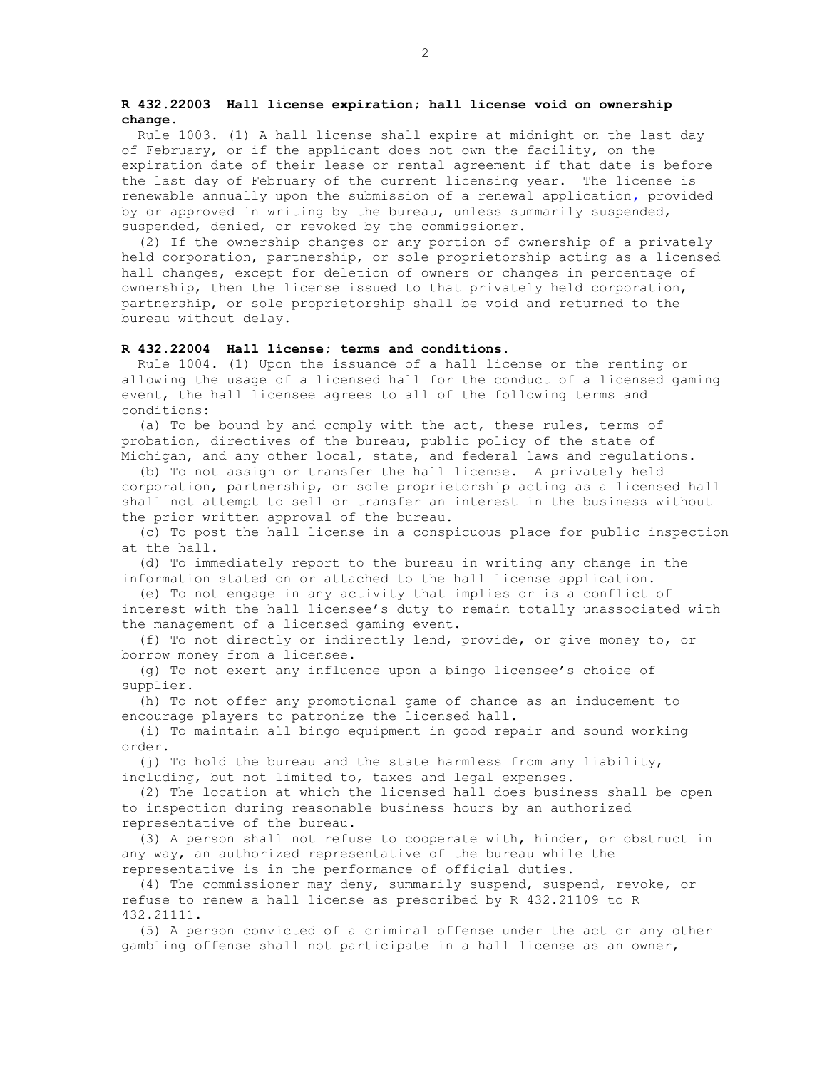**R 432.22003 Hall license expiration; hall license void on ownership change.**

Rule 1003. (1) A hall license shall expire at midnight on the last day of February, or if the applicant does not own the facility, on the expiration date of their lease or rental agreement if that date is before the last day of February of the current licensing year. The license is renewable annually upon the submission of a renewal application, provided by or approved in writing by the bureau, unless summarily suspended, suspended, denied, or revoked by the commissioner.

(2) If the ownership changes or any portion of ownership of a privately held corporation, partnership, or sole proprietorship acting as a licensed hall changes, except for deletion of owners or changes in percentage of ownership, then the license issued to that privately held corporation, partnership, or sole proprietorship shall be void and returned to the bureau without delay.

**R 432.22004 Hall license; terms and conditions.**

Rule 1004. (1) Upon the issuance of a hall license or the renting or allowing the usage of a licensed hall for the conduct of a licensed gaming event, the hall licensee agrees to all of the following terms and conditions:

(a) To be bound by and comply with the act, these rules, terms of probation, directives of the bureau, public policy of the state of Michigan, and any other local, state, and federal laws and regulations.

(b) To not assign or transfer the hall license. A privately held corporation, partnership, or sole proprietorship acting as a licensed hall shall not attempt to sell or transfer an interest in the business without the prior written approval of the bureau.

(c) To post the hall license in a conspicuous place for public inspection at the hall.

(d) To immediately report to the bureau in writing any change in the information stated on or attached to the hall license application.

(e) To not engage in any activity that implies or is a conflict of interest with the hall licensee's duty to remain totally unassociated with the management of a licensed gaming event.

(f) To not directly or indirectly lend, provide, or give money to, or borrow money from a licensee.

(g) To not exert any influence upon a bingo licensee's choice of supplier.

(h) To not offer any promotional game of chance as an inducement to encourage players to patronize the licensed hall.

(i) To maintain all bingo equipment in good repair and sound working order.

(j) To hold the bureau and the state harmless from any liability, including, but not limited to, taxes and legal expenses.

(2) The location at which the licensed hall does business shall be open to inspection during reasonable business hours by an authorized representative of the bureau.

(3) A person shall not refuse to cooperate with, hinder, or obstruct in any way, an authorized representative of the bureau while the representative is in the performance of official duties.

(4) The commissioner may deny, summarily suspend, suspend, revoke, or refuse to renew a hall license as prescribed by R 432.21109 to R 432.21111.

(5) A person convicted of a criminal offense under the act or any other gambling offense shall not participate in a hall license as an owner,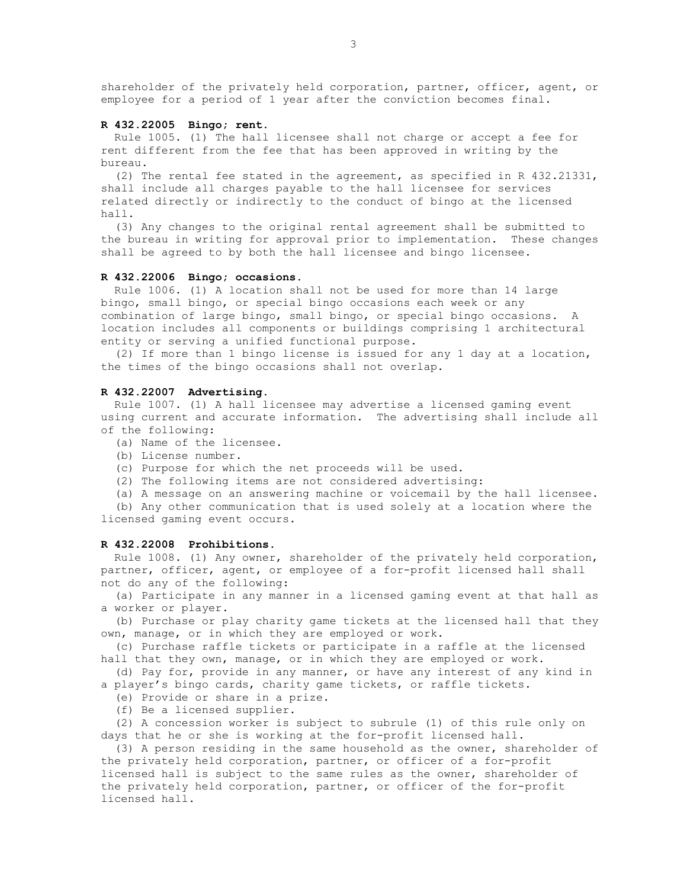shareholder of the privately held corporation, partner, officer, agent, or employee for a period of 1 year after the conviction becomes final.

**R 432.22005 Bingo; rent.**

Rule 1005. (1) The hall licensee shall not charge or accept a fee for rent different from the fee that has been approved in writing by the bureau.

(2) The rental fee stated in the agreement, as specified in R 432.21331, shall include all charges payable to the hall licensee for services related directly or indirectly to the conduct of bingo at the licensed hall.

(3) Any changes to the original rental agreement shall be submitted to the bureau in writing for approval prior to implementation. These changes shall be agreed to by both the hall licensee and bingo licensee.

**R 432.22006 Bingo; occasions.**

Rule 1006. (1) A location shall not be used for more than 14 large bingo, small bingo, or special bingo occasions each week or any combination of large bingo, small bingo, or special bingo occasions. A location includes all components or buildings comprising 1 architectural entity or serving a unified functional purpose.

(2) If more than 1 bingo license is issued for any 1 day at a location, the times of the bingo occasions shall not overlap.

**R 432.22007 Advertising.**

Rule 1007. (1) A hall licensee may advertise a licensed gaming event using current and accurate information. The advertising shall include all of the following:

(a) Name of the licensee.

(b) License number.

(c) Purpose for which the net proceeds will be used.

(2) The following items are not considered advertising:

(a) A message on an answering machine or voicemail by the hall licensee.

(b) Any other communication that is used solely at a location where the licensed gaming event occurs.

**R 432.22008 Prohibitions.**

Rule 1008. (1) Any owner, shareholder of the privately held corporation, partner, officer, agent, or employee of a for-profit licensed hall shall not do any of the following:

(a) Participate in any manner in a licensed gaming event at that hall as a worker or player.

(b) Purchase or play charity game tickets at the licensed hall that they own, manage, or in which they are employed or work.

(c) Purchase raffle tickets or participate in a raffle at the licensed hall that they own, manage, or in which they are employed or work.

(d) Pay for, provide in any manner, or have any interest of any kind in a player's bingo cards, charity game tickets, or raffle tickets.

(e) Provide or share in a prize.

(f) Be a licensed supplier.

(2) A concession worker is subject to subrule (1) of this rule only on days that he or she is working at the for-profit licensed hall.

(3) A person residing in the same household as the owner, shareholder of the privately held corporation, partner, or officer of a for-profit licensed hall is subject to the same rules as the owner, shareholder of the privately held corporation, partner, or officer of the for-profit licensed hall.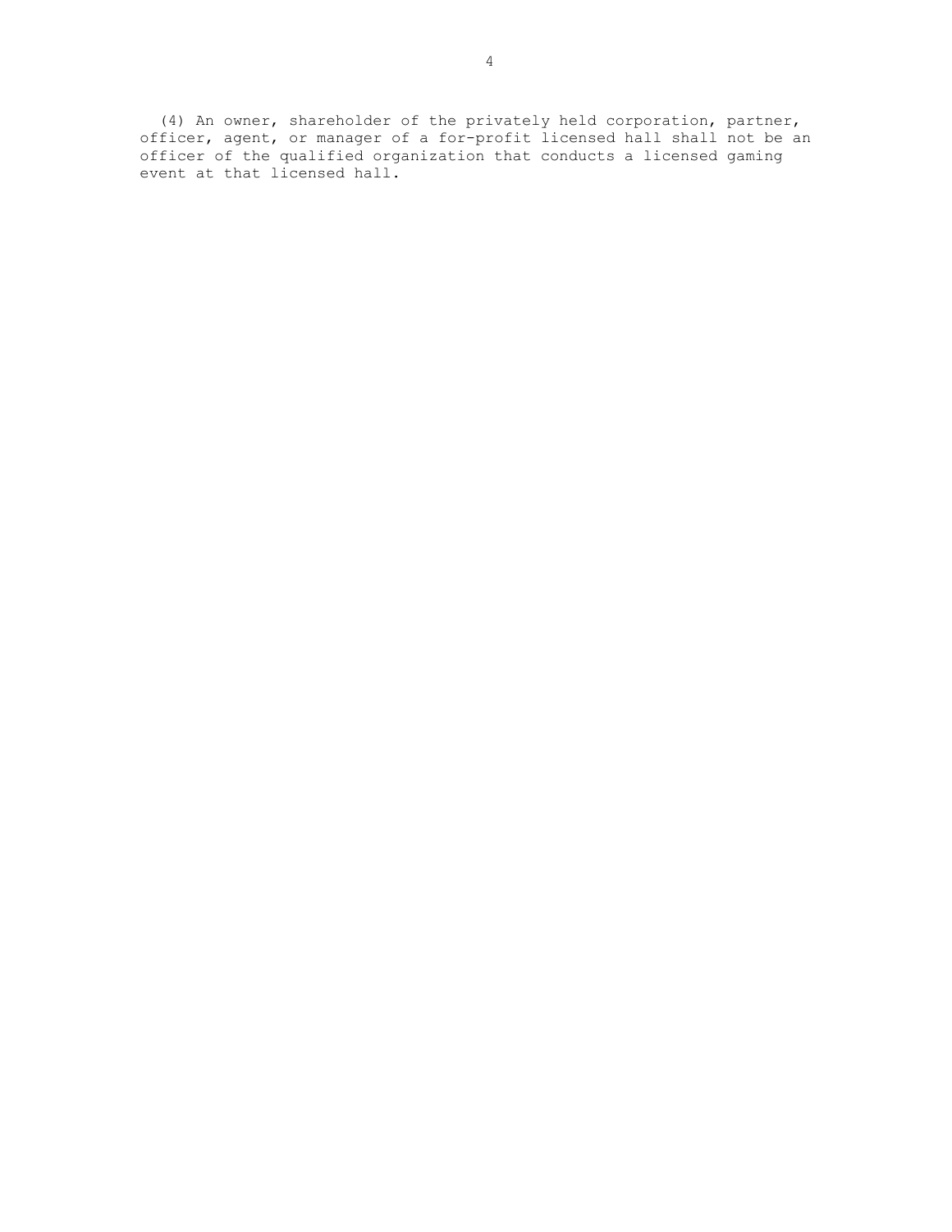(4) An owner, shareholder of the privately held corporation, partner, officer, agent, or manager of a for-profit licensed hall shall not be an officer of the qualified organization that conducts a licensed gaming event at that licensed hall.